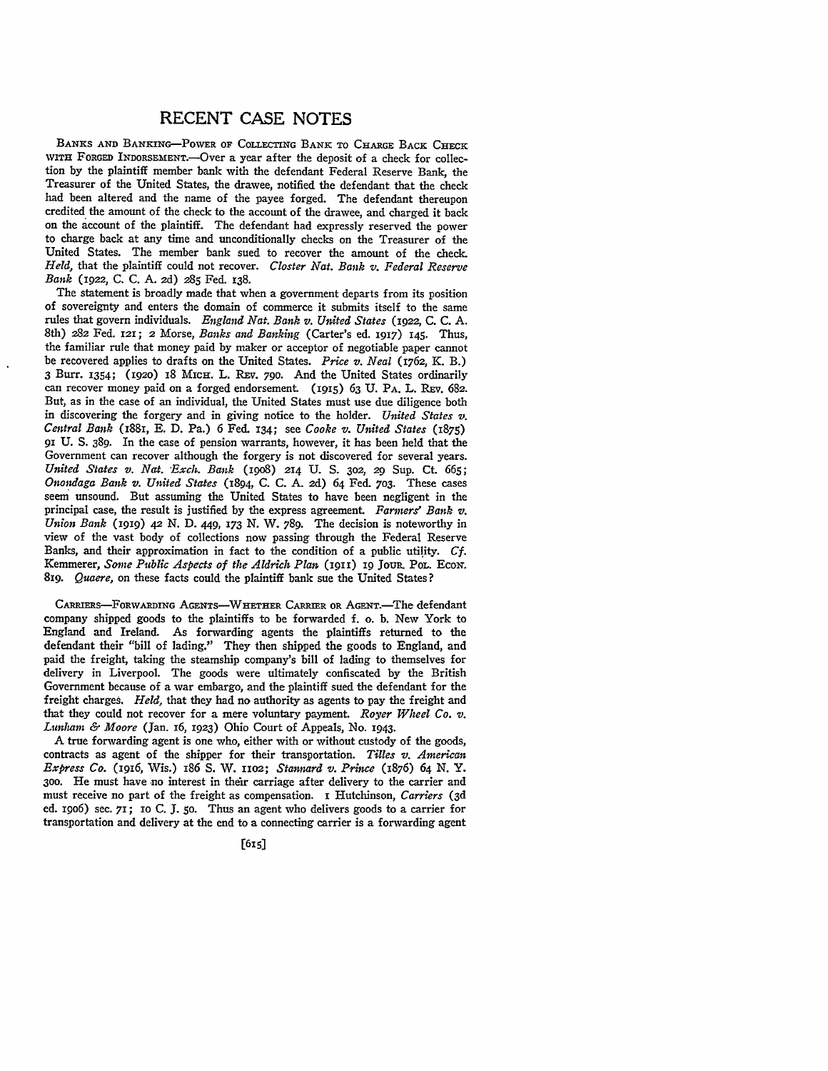# RECENT CASE NOTES

BANKS AND BANKING—POWER OF COLLECTING BANK TO CHARGE BACK CHECK WITH FORGED INDORSEMENT.—Over a year after the deposit of a check for collection by the plaintiff member bank with the defendant Federal Reserve Bank, the Treasurer of the United States, the drawee, notified the defendant that the check had been altered and the name of the payee forged. The defendant thereupon credited the amount of the check to the account of the drawee, and charged it back on the account of the plaintiff. The defendant had expressly reserved the power to charge back at any time and unconditionally checks on the Treasurer of the United States. The member bank sued to recover the amount of the check. *Held,* that the plaintiff could not recover. *Closter Nat. Bank v. Federal Reserve Bank* (1922, C. C. A. 2d) 285 Fed. 138.

The statement is broadly made that when a government departs from its position of sovereignty and enters the domain of commerce it submits itself to the same rules that govern individuals. *England Nat. Bank v. United States* (1922, C. C. A. 8th) 282 Fed. 121; 2 Morse, *Banks and Banking* (Carter's ed. 1917) 145. Thus, the familiar rule that money paid by maker or acceptor of negotiable paper cannot be recovered applies to drafts on the United States. *Price v. Neal* (1762, K. B.) 3 Burr. 1354; (1920) 18 MICH. L. REV. 790. And the United States ordinarily can recover money paid on a forged endorsement. (1915) 63 U. PA. L. REV. 682. But, as in the case of an individual, the United States must use due diligence both in discovering the forgery and in giving notice to the holder. *United States v. Central Bank* (1881, E. D. Pa.) 6 Fed. 134; see *Cooke v. United States* (1875) 91 U. S. 389. In the case of pension warrants, however, it has been held that the Government can recover although the forgery is not discovered for several years. *United States v. Nat. Exch. Bank* (1908) 214 U. S. 302, 29 Sup. Ct. 665; *Onondaga Bank v. United States* (1894, C. C. A. 2d) 64 Fed. 703. These cases seem unsound. But assuming the United States to have been negligent in the principal case, the result is justified by the express agreement. *Farmers' Bank v. Union Bank* (1919) 42 N. D. 449, 173 N. W. 789. The decision is noteworthy in view of the vast body of collections now passing through the Federal Reserve Banks, and their approximation in fact to the condition of a public utility. *Cf.* Kemmerer, *Some Public Aspects of the Aldrich Plan* (1911) 19 JOUR. POL. ECON. 819. *Quaere,* on these facts could the plaintiff bank sue the United States?

CARRIERS—FORWARDING AGENTS—WHETHER CARRIER OR AGENT.—The defendant company shipped goods to the plaintiffs to be forwarded f. o. b. New York to England and Ireland. As forwarding agents the plaintiffs returned to the defendant their "bill of lading." They then shipped the goods to England, and paid the freight, taking the steamship company's bill of lading to themselves for delivery in Liverpool. The goods were ultimately confiscated by the British Government because of a war embargo, and the plaintiff sued the defendant for the freight charges. *Held,* that they had no authority as agents to pay the freight and that they could not recover for a mere voluntary payment. *Royer Wheel Co. v. Lunham & Moore* (Jan. 16, 1923) Ohio Court of Appeals, No. 1943.

A true forwarding agent is one who, either with or without custody of the goods, contracts as agent of the shipper for their transportation. *Tilles v. American Express Co.* (1916, Wis.) 186 S. W. 1102; *Stannard v. Prince* (1876) 64 N. Y. 300. He must have no interest in their carriage after delivery to the carrier and must receive no part of the freight as compensation. 1 Hutchinson, *Carriers* (3d ed. 1906) sec. 71; 10 C. J. 50. Thus an agent who delivers goods to a carrier for transportation and delivery at the end to a connecting carrier is a forwarding agent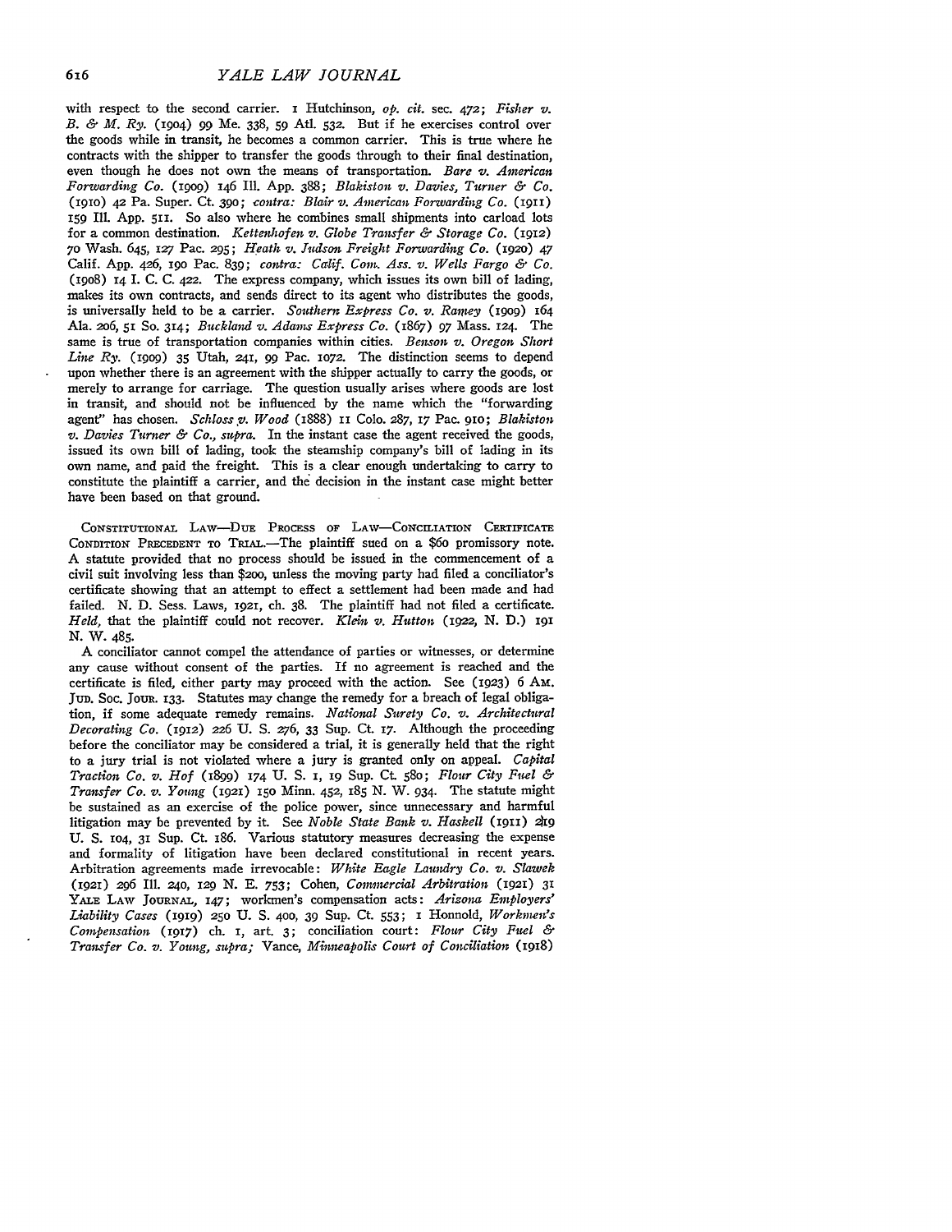with respect to the second carrier. 1 Hutchinson, *op. cit.* sec. 472; *Fisher v. B. & M. Ry.* (1904) 99 Me. 338, 59 Atl. 532. But if he exercises control over the goods while in transit, he becomes a common carrier. This is true where he contracts with the shipper to transfer the goods through to their final destination, even though he does not own the means of transportation. *Bare v. American Forwarding Co.* (1909) 146 Ill. App. 388; *Blakiston v. Davies, Turner & Co.* (1910) 42 Pa. Super. Ct. 390; *contra: Blair v. American Forwarding Co.* (1911) 159 Ill. App. 511. So also where he combines small shipments into carload lots for a common destination. *Kettenhofen v. Globe Transfer & Storage Co.* (1912) 70 Wash. 645, 127 Pac. 295; *Heath v. Judson Freight Forwarding Co.* (1920) 47 Calif. App. 426, 190 Pac. 839; *contra: Calif. Com. Ass. v. Wells Fargo & Co.* (1908) 14 I. C. C. 422. The express company, which issues its own bill of lading, makes its own contracts, and sends direct to its agent who distributes the goods, is universally held to be a carrier. *Southern Express Co. v. Ramey* (1909) 164 Ala. 206, 51 So. 314; *Buckland v. Adams Express Co.* (1867) 97 Mass. 124. The same is true of transportation companies within cities. *Benson v. Oregon Short Line Ry.* (1909) 35 Utah, 241, 99 Pac. 1072. The distinction seems to depend upon whether there is an agreement with the shipper actually to carry the goods, or merely to arrange for carriage. The question usually arises where goods are lost in transit, and should not be influenced by the name which the "forwarding agent" has chosen. *Schloss v. Wood* (1888) 11 Colo. 287, 17 Pac. 910; *Blakiston v. Davies Turner & Co., supra.* In the instant case the agent received the goods, issued its own bill of lading, took the steamship company's bill of lading in its own name, and paid the freight. This is a clear enough undertaking to carry to constitute the plaintiff a carrier, and the decision in the instant case might better have been based on that ground.

Constitutional Law—Due Process of Law—Conciliation Certificate Condition Precedent to Trial.—The plaintiff sued on a $60 promissory note. A statute provided that no process should be issued in the commencement of a civil suit involving less than $200, unless the moving party had filed a conciliator's certificate showing that an attempt to effect a settlement had been made and had failed. N. D. Sess. Laws, 1921, ch. 38. The plaintiff had not filed a certificate. *Held,* that the plaintiff could not recover. *Klein v. Hutton* (1922, N. D.) 191 N. W. 485.

A conciliator cannot compel the attendance of parties or witnesses, or determine any cause without consent of the parties. If no agreement is reached and the certificate is filed, either party may proceed with the action. See (1923) 6 Am. Jud. Soc. Jour. 133. Statutes may change the remedy for a breach of legal obligation, if some adequate remedy remains. *National Surety Co. v. Architectural Decorating Co.* (1912) 226 U. S. 276, 33 Sup. Ct. 17. Although the proceeding before the conciliator may be considered a trial, it is generally held that the right to a jury trial is not violated where a jury is granted only on appeal. *Capital Traction Co. v. Hof* (1899) 174 U. S. 1, 19 Sup. Ct. 580; *Flour City Fuel & Transfer Co. v. Young* (1921) 150 Minn. 452, 185 N. W. 934. The statute might be sustained as an exercise of the police power, since unnecessary and harmful litigation may be prevented by it. See *Noble State Bank v. Haskell* (1911) 219 U. S. 104, 31 Sup. Ct. 186. Various statutory measures decreasing the expense and formality of litigation have been declared constitutional in recent years. Arbitration agreements made irrevocable: *White Eagle Laundry Co. v. Slawek* (1921) 296 Ill. 240, 129 N. E. 753; Cohen, *Commercial Arbitration* (1921) 31 Yale Law Journal, 147; workmen's compensation acts: *Arizona Employers' Liability Cases* (1919) 250 U. S. 400, 39 Sup. Ct. 553; 1 Honnold, *Workmen's Compensation* (1917) ch. 1, art. 3; conciliation court: *Flour City Fuel & Transfer Co. v. Young, supra;* Vance, *Minneapolis Court of Conciliation* (1918)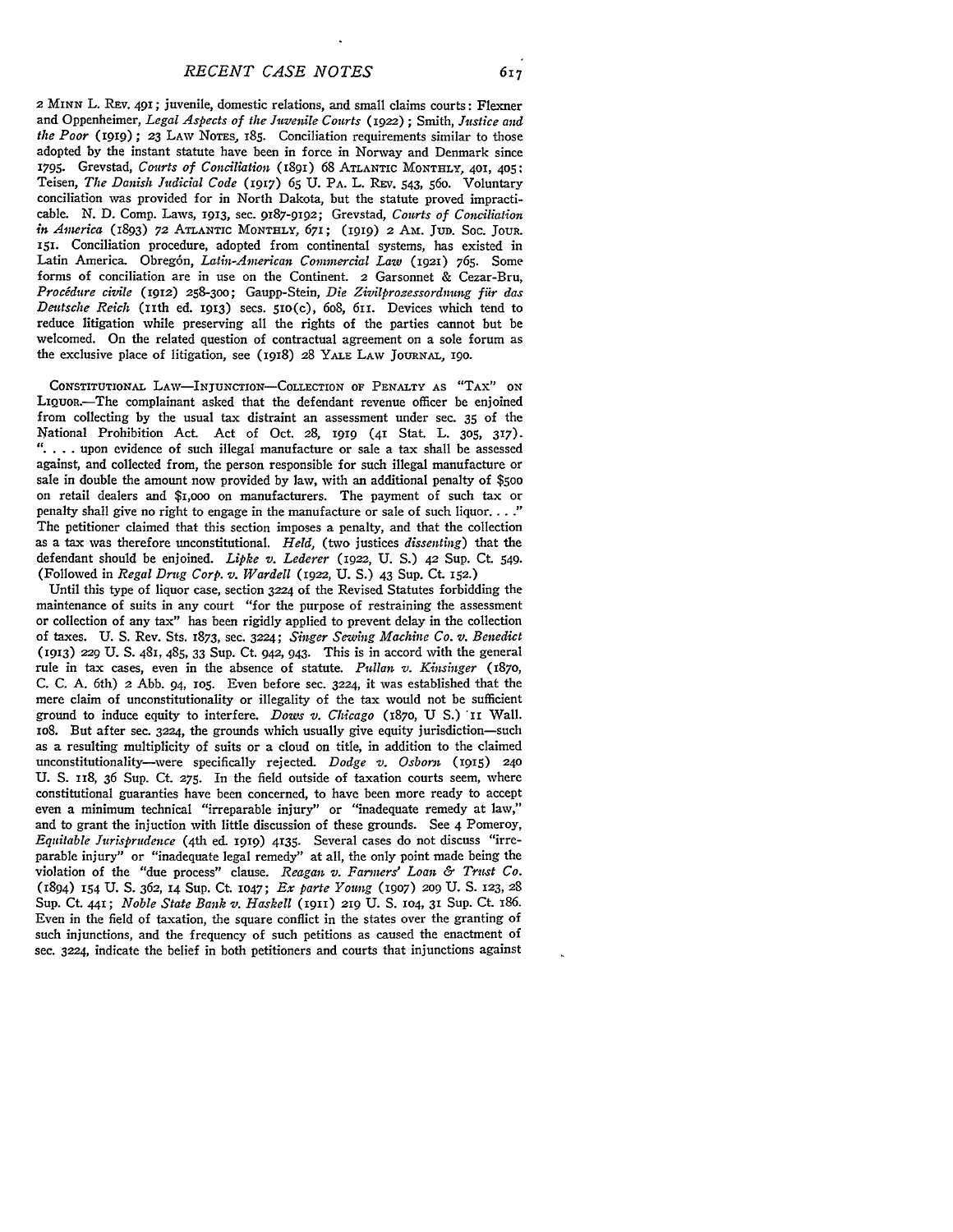2 MINN L. REV. 491; juvenile, domestic relations, and small claims courts: Flexner and Oppenheimer, *Legal Aspects of the Juvenile Courts* (1922); Smith, *Justice and the Poor* (1919); 23 LAW NOTES, 185. Conciliation requirements similar to those adopted by the instant statute have been in force in Norway and Denmark since 1795. Grevstad, *Courts of Conciliation* (1891) 68 ATLANTIC MONTHLY, 401, 405; Teisen, *The Danish Judicial Code* (1917) 65 U. PA. L. REV. 543, 560. Voluntary conciliation was provided for in North Dakota, but the statute proved impracticable. N. D. Comp. Laws, 1913, sec. 9187-9192; Grevstad, *Courts of Conciliation in America* (1893) 72 ATLANTIC MONTHLY, 671; (1919) 2 AM. JUD. SOC. JOUR. 151. Conciliation procedure, adopted from continental systems, has existed in Latin America. Obregón, *Latin-American Commercial Law* (1921) 765. Some forms of conciliation are in use on the Continent. 2 Garsonnet & Cezar-Bru, *Procédure civile* (1912) 258-300; Gaupp-Stein, *Die Zivilprozessordnung für das Deutsche Reich* (11th ed. 1913) secs. 510(c), 608, 611. Devices which tend to reduce litigation while preserving all the rights of the parties cannot but be welcomed. On the related question of contractual agreement on a sole forum as the exclusive place of litigation, see (1918) 28 YALE LAW JOURNAL, 190.

CONSTITUTIONAL LAW—INJUNCTION—COLLECTION OF PENALTY AS "TAX" ON LIQUOR.—The complainant asked that the defendant revenue officer be enjoined from collecting by the usual tax distraint an assessment under sec. 35 of the National Prohibition Act. Act of Oct. 28, 1919 (41 Stat. L. 305, 317). ". . . . upon evidence of such illegal manufacture or sale a tax shall be assessed against, and collected from, the person responsible for such illegal manufacture or sale in double the amount now provided by law, with an additional penalty of $500 on retail dealers and $1,000 on manufacturers. The payment of such tax or penalty shall give no right to engage in the manufacture or sale of such liquor. . . ." The petitioner claimed that this section imposes a penalty, and that the collection as a tax was therefore unconstitutional. *Held*, (two justices *dissenting*) that the defendant should be enjoined. *Lipke v. Lederer* (1922, U. S.) 42 Sup. Ct. 549. (Followed in *Regal Drug Corp. v. Wardell* (1922, U. S.) 43 Sup. Ct. 152.)

Until this type of liquor case, section 3224 of the Revised Statutes forbidding the maintenance of suits in any court "for the purpose of restraining the assessment or collection of any tax" has been rigidly applied to prevent delay in the collection of taxes. U. S. Rev. Sts. 1873, sec. 3224; *Singer Sewing Machine Co. v. Benedict* (1913) 229 U. S. 481, 485, 33 Sup. Ct. 942, 943. This is in accord with the general rule in tax cases, even in the absence of statute. *Pullan v. Kinsinger* (1870, C. C. A. 6th) 2 Abb. 94, 105. Even before sec. 3224, it was established that the mere claim of unconstitutionality or illegality of the tax would not be sufficient ground to induce equity to interfere. *Dows v. Chicago* (1870, U S.) 11 Wall. 108. But after sec. 3224, the grounds which usually give equity jurisdiction—such as a resulting multiplicity of suits or a cloud on title, in addition to the claimed unconstitutionality—were specifically rejected. *Dodge v. Osborn* (1915) 240 U. S. 118, 36 Sup. Ct. 275. In the field outside of taxation courts seem, where constitutional guaranties have been concerned, to have been more ready to accept even a minimum technical "irreparable injury" or "inadequate remedy at law," and to grant the injuction with little discussion of these grounds. See 4 Pomeroy, *Equitable Jurisprudence* (4th ed. 1919) 4135. Several cases do not discuss "irreparable injury" or "inadequate legal remedy" at all, the only point made being the violation of the "due process" clause. *Reagan v. Farmers' Loan & Trust Co.* (1894) 154 U. S. 362, 14 Sup. Ct. 1047; *Ex parte Young* (1907) 209 U. S. 123, 28 Sup. Ct. 441; *Noble State Bank v. Haskell* (1911) 219 U. S. 104, 31 Sup. Ct. 186. Even in the field of taxation, the square conflict in the states over the granting of such injunctions, and the frequency of such petitions as caused the enactment of sec. 3224, indicate the belief in both petitioners and courts that injunctions against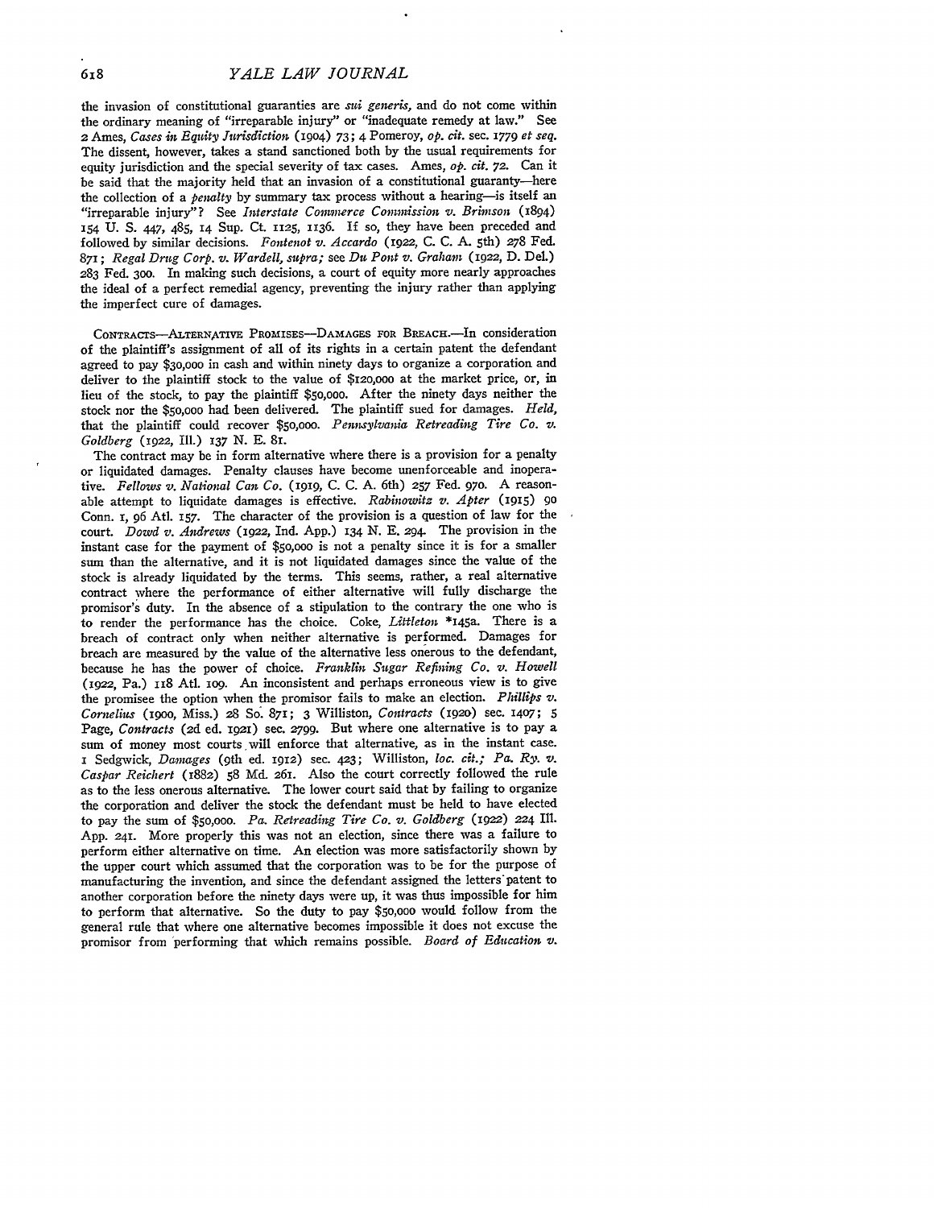the invasion of constitutional guaranties are *sui generis*, and do not come within the ordinary meaning of "irreparable injury" or "inadequate remedy at law." See 2 Ames, *Cases in Equity Jurisdiction* (1904) 73; 4 Pomeroy, *op. cit.* sec. 1779 *et seq.* The dissent, however, takes a stand sanctioned both by the usual requirements for equity jurisdiction and the special severity of tax cases. Ames, *op. cit.* 72. Can it be said that the majority held that an invasion of a constitutional guaranty—here the collection of a *penalty* by summary tax process without a hearing—is itself an "irreparable injury"? See *Interstate Commerce Commission v. Brimson* (1894) 154 U. S. 447, 485, 14 Sup. Ct. 1125, 1136. If so, they have been preceded and followed by similar decisions. *Fontenot v. Accardo* (1922, C. C. A. 5th) 278 Fed. 871; *Regal Drug Corp. v. Wardell, supra;* see *Du Pont v. Graham* (1922, D. Del.) 283 Fed. 300. In making such decisions, a court of equity more nearly approaches the ideal of a perfect remedial agency, preventing the injury rather than applying the imperfect cure of damages.

CONTRACTS—ALTERNATIVE PROMISES—DAMAGES FOR BREACH.—In consideration of the plaintiff's assignment of all of its rights in a certain patent the defendant agreed to pay $30,000 in cash and within ninety days to organize a corporation and deliver to the plaintiff stock to the value of $120,000 at the market price, or, in lieu of the stock, to pay the plaintiff $50,000. After the ninety days neither the stock nor the $50,000 had been delivered. The plaintiff sued for damages. *Held,* that the plaintiff could recover $50,000. *Pennsylvania Retreading Tire Co. v. Goldberg* (1922, Ill.) 137 N. E. 81.

The contract may be in form alternative where there is a provision for a penalty or liquidated damages. Penalty clauses have become unenforceable and inoperative. *Fellows v. National Can Co.* (1919, C. C. A. 6th) 257 Fed. 970. A reasonable attempt to liquidate damages is effective. *Rabinowitz v. Apter* (1915) 90 Conn. 1, 96 Atl. 157. The character of the provision is a question of law for the court. *Dowd v. Andrews* (1922, Ind. App.) 134 N. E. 294. The provision in the instant case for the payment of $50,000 is not a penalty since it is for a smaller sum than the alternative, and it is not liquidated damages since the value of the stock is already liquidated by the terms. This seems, rather, a real alternative contract where the performance of either alternative will fully discharge the promisor's duty. In the absence of a stipulation to the contrary the one who is to render the performance has the choice. Coke, *Littleton* *145a. There is a breach of contract only when neither alternative is performed. Damages for breach are measured by the value of the alternative less onerous to the defendant, because he has the power of choice. *Franklin Sugar Refining Co. v. Howell* (1922, Pa.) 118 Atl. 109. An inconsistent and perhaps erroneous view is to give the promisee the option when the promisor fails to make an election. *Phillips v. Cornelius* (1900, Miss.) 28 So. 871; 3 Williston, *Contracts* (1920) sec. 1407; 5 Page, *Contracts* (2d ed. 1921) sec. 2799. But where one alternative is to pay a sum of money most courts will enforce that alternative, as in the instant case. 1 Sedgwick, *Damages* (9th ed. 1912) sec. 423; Williston, *loc. cit.; Pa. Ry. v. Caspar Reichert* (1882) 58 Md. 261. Also the court correctly followed the rule as to the less onerous alternative. The lower court said that by failing to organize the corporation and deliver the stock the defendant must be held to have elected to pay the sum of $50,000. *Pa. Retreading Tire Co. v. Goldberg* (1922) 224 Ill. App. 241. More properly this was not an election, since there was a failure to perform either alternative on time. An election was more satisfactorily shown by the upper court which assumed that the corporation was to be for the purpose of manufacturing the invention, and since the defendant assigned the letters patent to another corporation before the ninety days were up, it was thus impossible for him to perform that alternative. So the duty to pay $50,000 would follow from the general rule that where one alternative becomes impossible it does not excuse the promisor from performing that which remains possible. *Board of Education v.*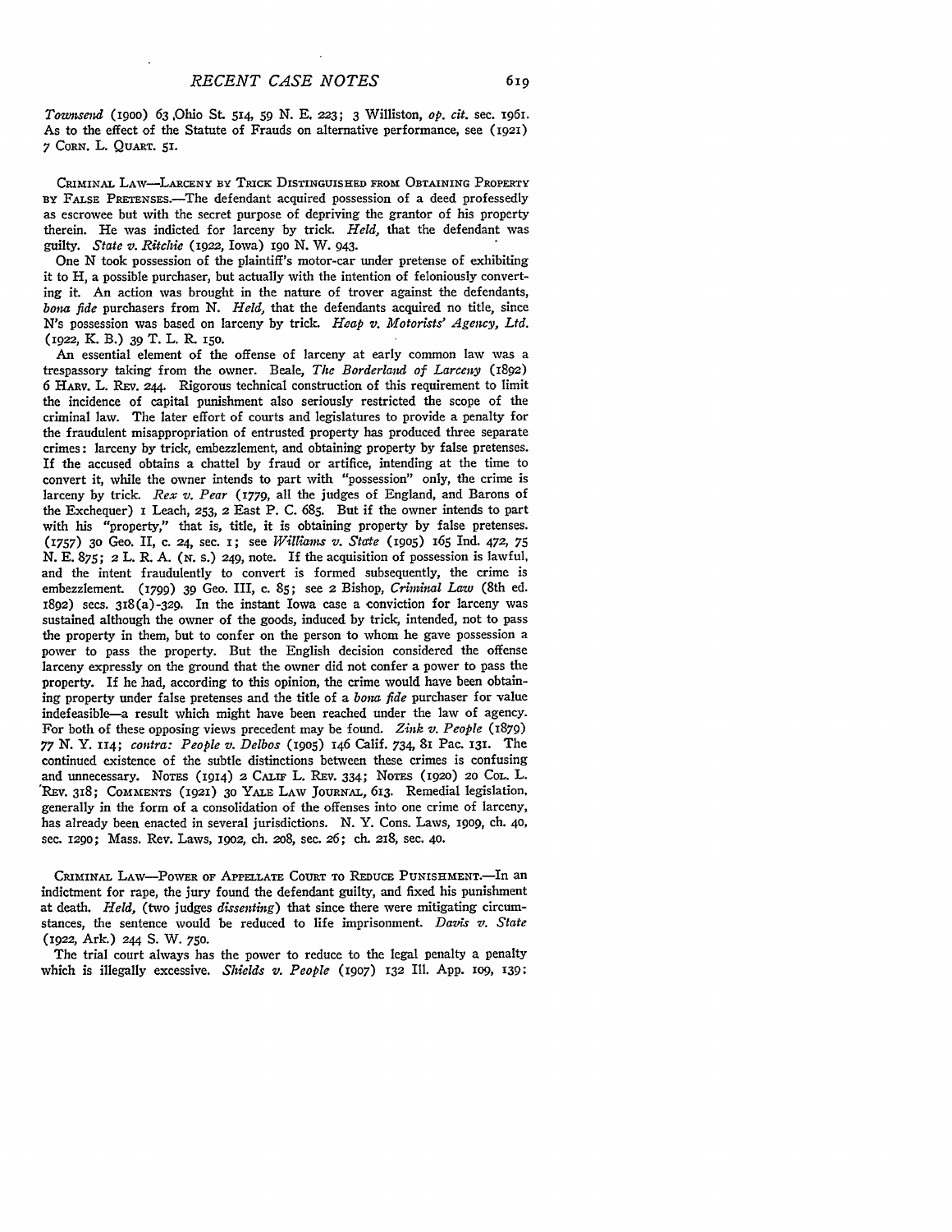*Townsend* (1900) 63 Ohio St. 514, 59 N. E. 223; 3 Williston, *op. cit.* sec. 1961. As to the effect of the Statute of Frauds on alternative performance, see (1921) 7 Corn. L. Quart. 51.

Criminal Law—Larceny by Trick Distinguished from Obtaining Property by False Pretenses.—The defendant acquired possession of a deed professedly as escrowee but with the secret purpose of depriving the grantor of his property therein. He was indicted for larceny by trick. *Held,* that the defendant was guilty. *State v. Ritchie* (1922, Iowa) 190 N. W. 943.

One N took possession of the plaintiff's motor-car under pretense of exhibiting it to H, a possible purchaser, but actually with the intention of feloniously converting it. An action was brought in the nature of trover against the defendants, *bona fide* purchasers from N. *Held,* that the defendants acquired no title, since N's possession was based on larceny by trick. *Heap v. Motorists' Agency, Ltd.* (1922, K. B.) 39 T. L. R. 150.

An essential element of the offense of larceny at early common law was a trespassory taking from the owner. Beale, *The Borderland of Larceny* (1892) 6 Harv. L. Rev. 244. Rigorous technical construction of this requirement to limit the incidence of capital punishment also seriously restricted the scope of the criminal law. The later effort of courts and legislatures to provide a penalty for the fraudulent misappropriation of entrusted property has produced three separate crimes: larceny by trick, embezzlement, and obtaining property by false pretenses. If the accused obtains a chattel by fraud or artifice, intending at the time to convert it, while the owner intends to part with "possession" only, the crime is larceny by trick. *Rex v. Pear* (1779, all the judges of England, and Barons of the Exchequer) 1 Leach, 253, 2 East P. C. 685. But if the owner intends to part with his "property," that is, title, it is obtaining property by false pretenses. (1757) 30 Geo. II, c. 24, sec. 1; see *Williams v. State* (1905) 165 Ind. 472, 75 N. E. 875; 2 L. R. A. (N. S.) 249, note. If the acquisition of possession is lawful, and the intent fraudulently to convert is formed subsequently, the crime is embezzlement. (1799) 39 Geo. III, c. 85; see 2 Bishop, *Criminal Law* (8th ed. 1892) secs. 318(a)-329. In the instant Iowa case a conviction for larceny was sustained although the owner of the goods, induced by trick, intended, not to pass the property in them, but to confer on the person to whom he gave possession a power to pass the property. But the English decision considered the offense larceny expressly on the ground that the owner did not confer a power to pass the property. If he had, according to this opinion, the crime would have been obtaining property under false pretenses and the title of a *bona fide* purchaser for value indefeasible—a result which might have been reached under the law of agency. For both of these opposing views precedent may be found. *Zink v. People* (1879) 77 N. Y. 114; *contra: People v. Delbos* (1905) 146 Calif. 734, 81 Pac. 131. The continued existence of the subtle distinctions between these crimes is confusing and unnecessary. Notes (1914) 2 Calif. L. Rev. 334; Notes (1920) 20 Col. L. Rev. 318; Comments (1921) 30 Yale Law Journal, 613. Remedial legislation, generally in the form of a consolidation of the offenses into one crime of larceny, has already been enacted in several jurisdictions. N. Y. Cons. Laws, 1909, ch. 40, sec. 1290; Mass. Rev. Laws, 1902, ch. 208, sec. 26; ch. 218, sec. 40.

Criminal Law—Power of Appellate Court to Reduce Punishment.—In an indictment for rape, the jury found the defendant guilty, and fixed his punishment at death. *Held,* (two judges *dissenting*) that since there were mitigating circumstances, the sentence would be reduced to life imprisonment. *Davis v. State* (1922, Ark.) 244 S. W. 750.

The trial court always has the power to reduce to the legal penalty a penalty which is illegally excessive. *Shields v. People* (1907) 132 Ill. App. 109, 139;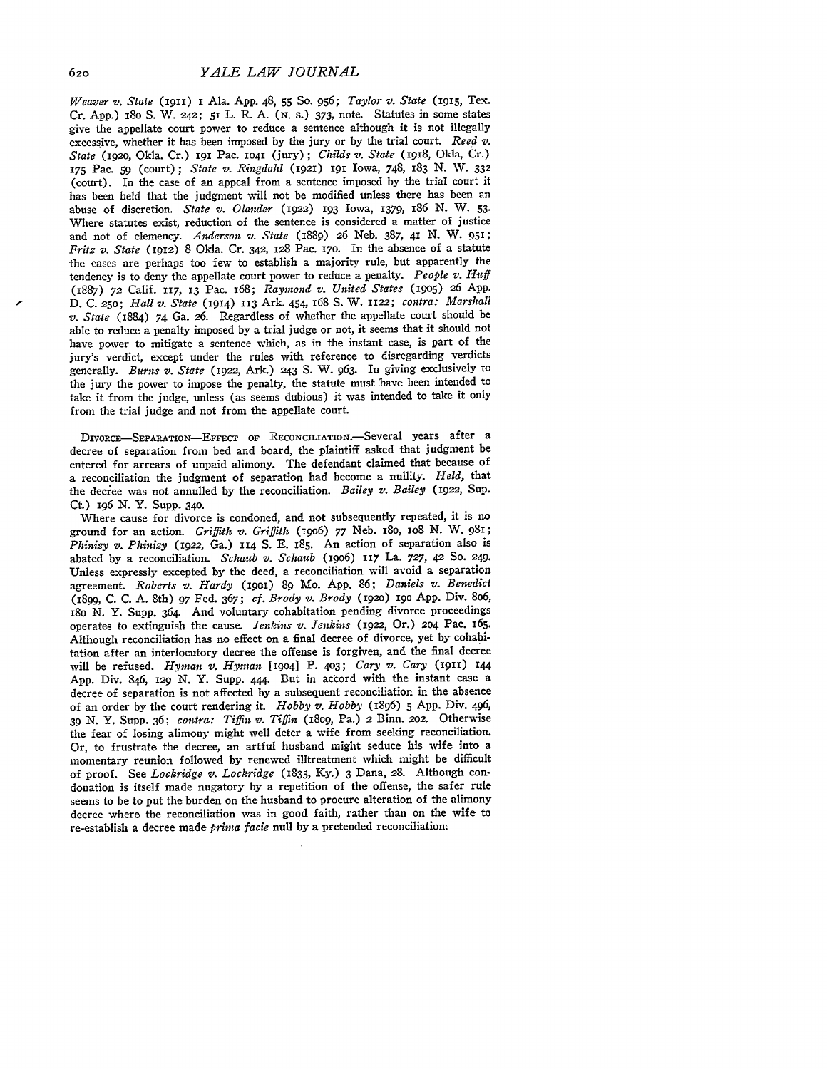*Weaver v. State* (1911) 1 Ala. App. 48, 55 So. 956; *Taylor v. State* (1915, Tex. Cr. App.) 180 S. W. 242; 51 L. R. A. (N. S.) 373, note. Statutes in some states give the appellate court power to reduce a sentence although it is not illegally excessive, whether it has been imposed by the jury or by the trial court. *Reed v. State* (1920, Okla. Cr.) 191 Pac. 1041 (jury); *Childs v. State* (1918, Okla, Cr.) 175 Pac. 59 (court); *State v. Ringdahl* (1921) 191 Iowa, 748, 183 N. W. 332 (court). In the case of an appeal from a sentence imposed by the trial court it has been held that the judgment will not be modified unless there has been an abuse of discretion. *State v. Olander* (1922) 193 Iowa, 1379, 186 N. W. 53. Where statutes exist, reduction of the sentence is considered a matter of justice and not of clemency. *Anderson v. State* (1889) 26 Neb. 387, 41 N. W. 951; *Fritz v. State* (1912) 8 Okla. Cr. 342, 128 Pac. 170. In the absence of a statute the cases are perhaps too few to establish a majority rule, but apparently the tendency is to deny the appellate court power to reduce a penalty. *People v. Huff* (1887) 72 Calif. 117, 13 Pac. 168; *Raymond v. United States* (1905) 26 App. D. C. 250; *Hall v. State* (1914) 113 Ark. 454, 168 S. W. 1122; *contra: Marshall v. State* (1884) 74 Ga. 26. Regardless of whether the appellate court should be able to reduce a penalty imposed by a trial judge or not, it seems that it should not have power to mitigate a sentence which, as in the instant case, is part of the jury's verdict, except under the rules with reference to disregarding verdicts generally. *Burns v. State* (1922, Ark.) 243 S. W. 963. In giving exclusively to the jury the power to impose the penalty, the statute must have been intended to take it from the judge, unless (as seems dubious) it was intended to take it only from the trial judge and not from the appellate court.

DIVORCE—SEPARATION—EFFECT OF RECONCILIATION.—Several years after a decree of separation from bed and board, the plaintiff asked that judgment be entered for arrears of unpaid alimony. The defendant claimed that because of a reconciliation the judgment of separation had become a nullity. *Held*, that the decree was not annulled by the reconciliation. *Bailey v. Bailey* (1922, Sup. Ct.) 196 N. Y. Supp. 340.

Where cause for divorce is condoned, and not subsequently repeated, it is no ground for an action. *Griffith v. Griffith* (1906) 77 Neb. 180, 108 N. W. 981; *Phinisy v. Phinisy* (1922, Ga.) 114 S. E. 185. An action of separation also is abated by a reconciliation. *Schaub v. Schaub* (1906) 117 La. 727, 42 So. 249. Unless expressly excepted by the deed, a reconciliation will avoid a separation agreement. *Roberts v. Hardy* (1901) 89 Mo. App. 86; *Daniels v. Benedict* (1899, C. C. A. 8th) 97 Fed. 367; *cf. Brody v. Brody* (1920) 190 App. Div. 806, 180 N. Y. Supp. 364. And voluntary cohabitation pending divorce proceedings operates to extinguish the cause. *Jenkins v. Jenkins* (1922, Or.) 204 Pac. 165. Although reconciliation has no effect on a final decree of divorce, yet by cohabitation after an interlocutory decree the offense is forgiven, and the final decree will be refused. *Hyman v. Hyman* [1904] P. 403; *Cary v. Cary* (1911) 144 App. Div. 846, 129 N. Y. Supp. 444. But in accord with the instant case a decree of separation is not affected by a subsequent reconciliation in the absence of an order by the court rendering it. *Hobby v. Hobby* (1896) 5 App. Div. 496, 39 N. Y. Supp. 36; *contra: Tiffin v. Tiffin* (1809, Pa.) 2 Binn. 202. Otherwise the fear of losing alimony might well deter a wife from seeking reconciliation. Or, to frustrate the decree, an artful husband might seduce his wife into a momentary reunion followed by renewed illtreatment which might be difficult of proof. See *Lockridge v. Lockridge* (1835, Ky.) 3 Dana, 28. Although condonation is itself made nugatory by a repetition of the offense, the safer rule seems to be to put the burden on the husband to procure alteration of the alimony decree where the reconciliation was in good faith, rather than on the wife to re-establish a decree made *prima facie* null by a pretended reconciliation.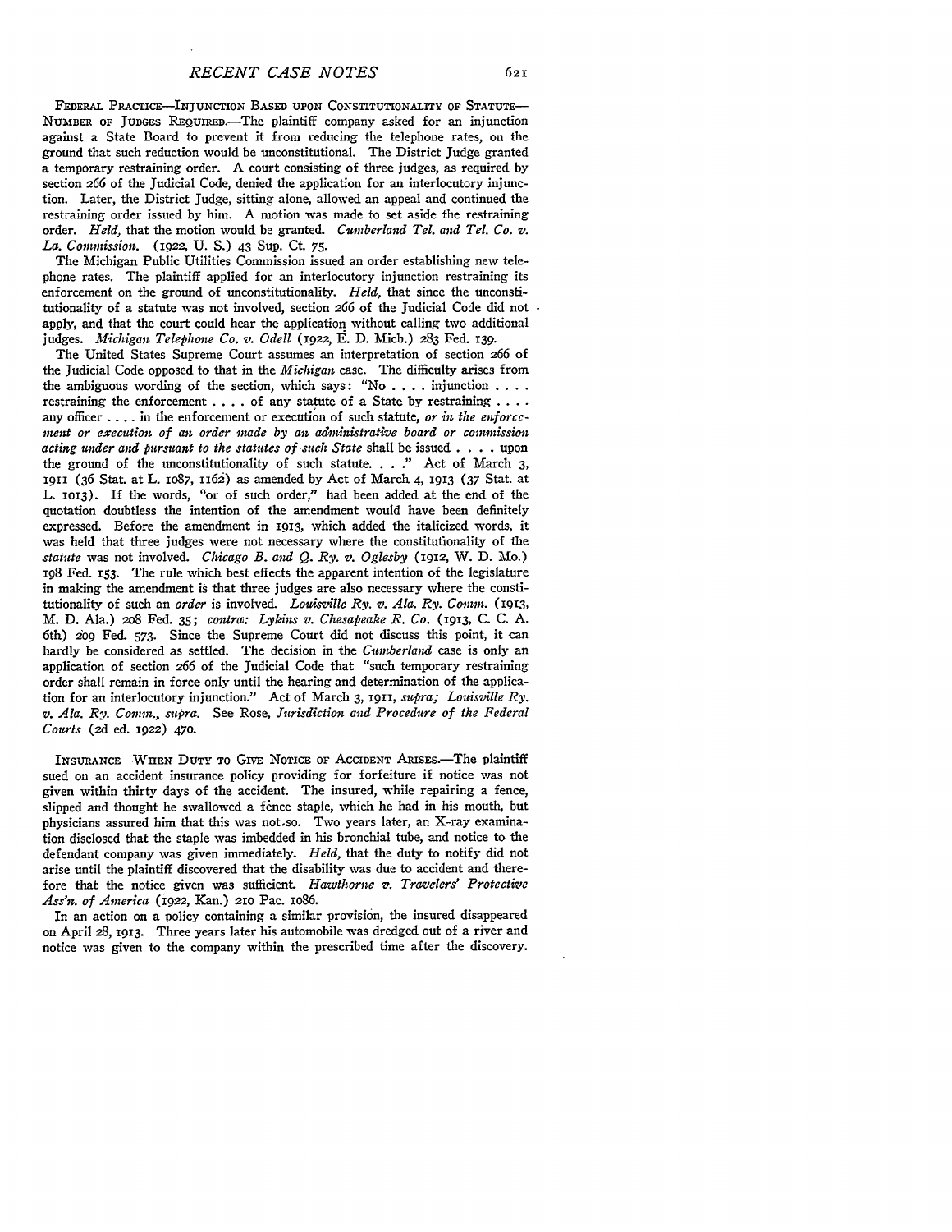FEDERAL PRACTICE—INJUNCTION BASED UPON CONSTITUTIONALITY OF STATUTE—NUMBER OF JUDGES REQUIRED.—The plaintiff company asked for an injunction against a State Board to prevent it from reducing the telephone rates, on the ground that such reduction would be unconstitutional. The District Judge granted a temporary restraining order. A court consisting of three judges, as required by section 266 of the Judicial Code, denied the application for an interlocutory injunction. Later, the District Judge, sitting alone, allowed an appeal and continued the restraining order issued by him. A motion was made to set aside the restraining order. *Held,* that the motion would be granted. *Cumberland Tel. and Tel. Co. v. La. Commission.* (1922, U. S.) 43 Sup. Ct. 75.

The Michigan Public Utilities Commission issued an order establishing new telephone rates. The plaintiff applied for an interlocutory injunction restraining its enforcement on the ground of unconstitutionality. *Held,* that since the unconstitutionality of a statute was not involved, section 266 of the Judicial Code did not apply, and that the court could hear the application without calling two additional judges. *Michigan Telephone Co. v. Odell* (1922, E. D. Mich.) 283 Fed. 139.

The United States Supreme Court assumes an interpretation of section 266 of the Judicial Code opposed to that in the *Michigan* case. The difficulty arises from the ambiguous wording of the section, which says: "No . . . . injunction . . . . restraining the enforcement . . . . of any statute of a State by restraining . . . . any officer . . . . in the enforcement or execution of such statute, *or in the enforcement or execution of an order made by an administrative board or commission acting under and pursuant to the statutes of such State* shall be issued . . . . upon the ground of the unconstitutionality of such statute. . . ." Act of March 3, 1911 (36 Stat. at L. 1087, 1162) as amended by Act of March 4, 1913 (37 Stat. at L. 1013). If the words, "or of such order," had been added at the end of the quotation doubtless the intention of the amendment would have been definitely expressed. Before the amendment in 1913, which added the italicized words, it was held that three judges were not necessary where the constitutionality of the *statute* was not involved. *Chicago B. and Q. Ry. v. Oglesby* (1912, W. D. Mo.) 198 Fed. 153. The rule which best effects the apparent intention of the legislature in making the amendment is that three judges are also necessary where the constitutionality of such an *order* is involved. *Louisville Ry. v. Ala. Ry. Comm.* (1913, M. D. Ala.) 208 Fed. 35; *contra: Lykins v. Chesapeake R. Co.* (1913, C. C. A. 6th) 209 Fed. 573. Since the Supreme Court did not discuss this point, it can hardly be considered as settled. The decision in the *Cumberland* case is only an application of section 266 of the Judicial Code that "such temporary restraining order shall remain in force only until the hearing and determination of the application for an interlocutory injunction." Act of March 3, 1911, *supra; Louisville Ry. v. Ala. Ry. Comm., supra.* See Rose, *Jurisdiction and Procedure of the Federal Courts* (2d ed. 1922) 470.

INSURANCE—WHEN DUTY TO GIVE NOTICE OF ACCIDENT ARISES.—The plaintiff sued on an accident insurance policy providing for forfeiture if notice was not given within thirty days of the accident. The insured, while repairing a fence, slipped and thought he swallowed a fence staple, which he had in his mouth, but physicians assured him that this was not so. Two years later, an X-ray examination disclosed that the staple was imbedded in his bronchial tube, and notice to the defendant company was given immediately. *Held,* that the duty to notify did not arise until the plaintiff discovered that the disability was due to accident and therefore that the notice given was sufficient. *Hawthorne v. Travelers' Protective Ass'n. of America* (1922, Kan.) 210 Pac. 1086.

In an action on a policy containing a similar provision, the insured disappeared on April 28, 1913. Three years later his automobile was dredged out of a river and notice was given to the company within the prescribed time after the discovery.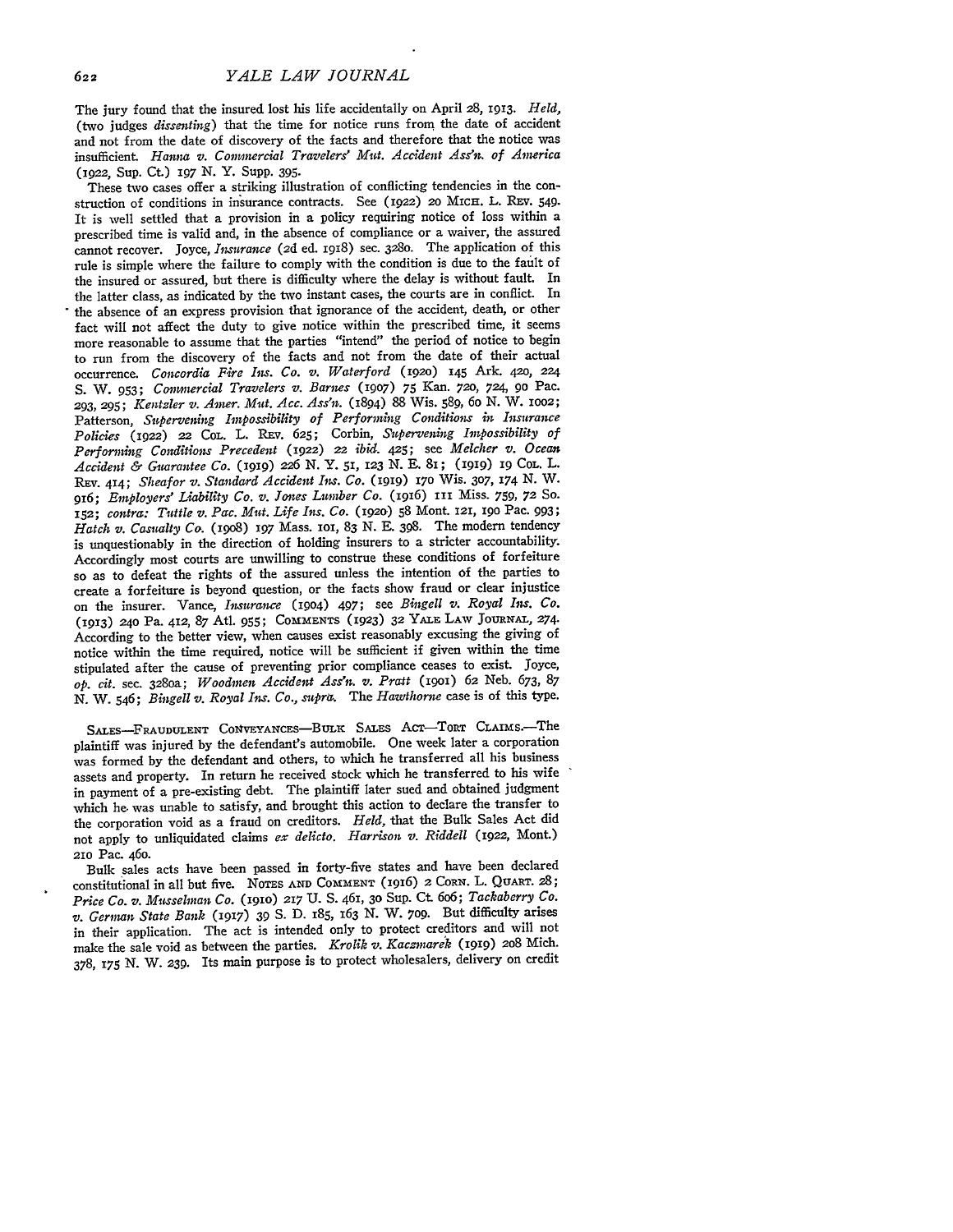The jury found that the insured lost his life accidentally on April 28, 1913. *Held,* (two judges *dissenting*) that the time for notice runs from the date of accident and not from the date of discovery of the facts and therefore that the notice was insufficient. *Hanna v. Commercial Travelers' Mut. Accident Ass'n. of America* (1922, Sup. Ct.) 197 N. Y. Supp. 395.

These two cases offer a striking illustration of conflicting tendencies in the construction of conditions in insurance contracts. See (1922) 20 MICH. L. REV. 549. It is well settled that a provision in a policy requiring notice of loss within a prescribed time is valid and, in the absence of compliance or a waiver, the assured cannot recover. Joyce, *Insurance* (2d ed. 1918) sec. 3280. The application of this rule is simple where the failure to comply with the condition is due to the fault of the insured or assured, but there is difficulty where the delay is without fault. In the latter class, as indicated by the two instant cases, the courts are in conflict. In the absence of an express provision that ignorance of the accident, death, or other fact will not affect the duty to give notice within the prescribed time, it seems more reasonable to assume that the parties "intend" the period of notice to begin to run from the discovery of the facts and not from the date of their actual occurrence. *Concordia Fire Ins. Co. v. Waterford* (1920) 145 Ark. 420, 224 S. W. 953; *Commercial Travelers v. Barnes* (1907) 75 Kan. 720, 724, 90 Pac. 293, 295; *Kentzler v. Amer. Mut. Acc. Ass'n.* (1894) 88 Wis. 589, 60 N. W. 1002; Patterson, *Supervening Impossibility of Performing Conditions in Insurance Policies* (1922) 22 COL. L. REV. 625; Corbin, *Supervening Impossibility of Performing Conditions Precedent* (1922) 22 *ibid.* 425; see *Melcher v. Ocean Accident & Guarantee Co.* (1919) 226 N. Y. 51, 123 N. E. 81; (1919) 19 COL. L. REV. 414; *Sheafor v. Standard Accident Ins. Co.* (1919) 170 Wis. 307, 174 N. W. 916; *Employers' Liability Co. v. Jones Lumber Co.* (1916) 111 Miss. 759, 72 So. 152; *contra: Tuttle v. Pac. Mut. Life Ins. Co.* (1920) 58 Mont. 121, 190 Pac. 993; *Hatch v. Casualty Co.* (1908) 197 Mass. 101, 83 N. E. 398. The modern tendency is unquestionably in the direction of holding insurers to a stricter accountability. Accordingly most courts are unwilling to construe these conditions of forfeiture so as to defeat the rights of the assured unless the intention of the parties to create a forfeiture is beyond question, or the facts show fraud or clear injustice on the insurer. Vance, *Insurance* (1904) 497; see *Bingell v. Royal Ins. Co.* (1913) 240 Pa. 412, 87 Atl. 955; COMMENTS (1923) 32 YALE LAW JOURNAL, 274. According to the better view, when causes exist reasonably excusing the giving of notice within the time required, notice will be sufficient if given within the time stipulated after the cause of preventing prior compliance ceases to exist. Joyce, *op. cit.* sec. 3280a; *Woodmen Accident Ass'n. v. Pratt* (1901) 62 Neb. 673, 87 N. W. 546; *Bingell v. Royal Ins. Co., supra.* The *Hawthorne* case is of this type.

SALES—FRAUDULENT CONVEYANCES—BULK SALES ACT—TORT CLAIMS.—The plaintiff was injured by the defendant's automobile. One week later a corporation was formed by the defendant and others, to which he transferred all his business assets and property. In return he received stock which he transferred to his wife in payment of a pre-existing debt. The plaintiff later sued and obtained judgment which he was unable to satisfy, and brought this action to declare the transfer to the corporation void as a fraud on creditors. *Held,* that the Bulk Sales Act did not apply to unliquidated claims *ex delicto. Harrison v. Riddell* (1922, Mont.) 210 Pac. 460.

Bulk sales acts have been passed in forty-five states and have been declared constitutional in all but five. NOTES AND COMMENT (1916) 2 CORN. L. QUART. 28; *Price Co. v. Musselman Co.* (1910) 217 U. S. 461, 30 Sup. Ct. 606; *Tackaberry Co. v. German State Bank* (1917) 39 S. D. 185, 163 N. W. 709. But difficulty arises in their application. The act is intended only to protect creditors and will not make the sale void as between the parties. *Krolik v. Kaczmarek* (1919) 208 Mich. 378, 175 N. W. 239. Its main purpose is to protect wholesalers, delivery on credit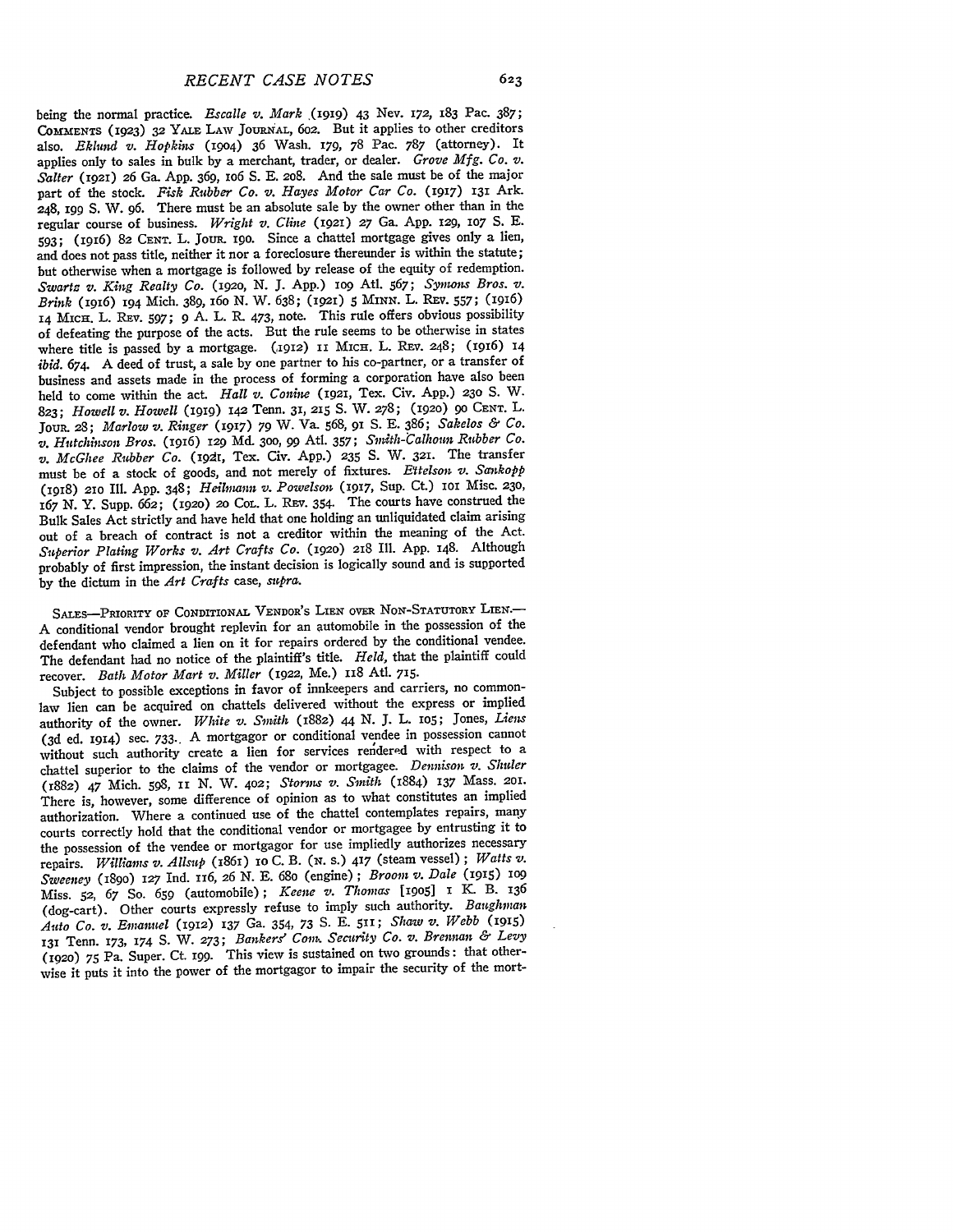being the normal practice. *Escalle v. Mark* (1919) 43 Nev. 172, 183 Pac. 387; COMMENTS (1923) 32 YALE LAW JOURNAL, 602. But it applies to other creditors also. *Eklund v. Hopkins* (1904) 36 Wash. 179, 78 Pac. 787 (attorney). It applies only to sales in bulk by a merchant, trader, or dealer. *Grove Mfg. Co. v. Salter* (1921) 26 Ga. App. 369, 106 S. E. 208. And the sale must be of the major part of the stock. *Fisk Rubber Co. v. Hayes Motor Car Co.* (1917) 131 Ark. 248, 199 S. W. 96. There must be an absolute sale by the owner other than in the regular course of business. *Wright v. Cline* (1921) 27 Ga. App. 129, 107 S. E. 593; (1916) 82 CENT. L. JOUR. 190. Since a chattel mortgage gives only a lien, and does not pass title, neither it nor a foreclosure thereunder is within the statute; but otherwise when a mortgage is followed by release of the equity of redemption. *Swartz v. King Realty Co.* (1920, N. J. App.) 109 Atl. 567; *Symons Bros. v. Brink* (1916) 194 Mich. 389, 160 N. W. 638; (1921) 5 MINN. L. REV. 557; (1916) 14 MICH. L. REV. 597; 9 A. L. R. 473, note. This rule offers obvious possibility of defeating the purpose of the acts. But the rule seems to be otherwise in states where title is passed by a mortgage. (1912) 11 MICH. L. REV. 248; (1916) 14 *ibid.* 674. A deed of trust, a sale by one partner to his co-partner, or a transfer of business and assets made in the process of forming a corporation have also been held to come within the act. *Hall v. Conine* (1921, Tex. Civ. App.) 230 S. W. 823; *Howell v. Howell* (1919) 142 Tenn. 31, 215 S. W. 278; (1920) 90 CENT. L. JOUR. 28; *Marlow v. Ringer* (1917) 79 W. Va. 568, 91 S. E. 386; *Sakelos & Co. v. Hutchinson Bros.* (1916) 129 Md. 300, 99 Atl. 357; *Smith-Calhoun Rubber Co. v. McGhee Rubber Co.* (1921, Tex. Civ. App.) 235 S. W. 321. The transfer must be of a stock of goods, and not merely of fixtures. *Ettelson v. Sankopp* (1918) 210 Ill. App. 348; *Heilmann v. Powelson* (1917, Sup. Ct.) 101 Misc. 230, 167 N. Y. Supp. 662; (1920) 20 COL. L. REV. 354. The courts have construed the Bulk Sales Act strictly and have held that one holding an unliquidated claim arising out of a breach of contract is not a creditor within the meaning of the Act. *Superior Plating Works v. Art Crafts Co.* (1920) 218 Ill. App. 148. Although probably of first impression, the instant decision is logically sound and is supported by the dictum in the *Art Crafts* case, *supra*.

SALES—PRIORITY OF CONDITIONAL VENDOR'S LIEN OVER NON-STATUTORY LIEN.—A conditional vendor brought replevin for an automobile in the possession of the defendant who claimed a lien on it for repairs ordered by the conditional vendee. The defendant had no notice of the plaintiff's title. *Held*, that the plaintiff could recover. *Bath Motor Mart v. Miller* (1922, Me.) 118 Atl. 715.

Subject to possible exceptions in favor of innkeepers and carriers, no common-law lien can be acquired on chattels delivered without the express or implied authority of the owner. *White v. Smith* (1882) 44 N. J. L. 105; Jones, *Liens* (3d ed. 1914) sec. 733. A mortgagor or conditional vendee in possession cannot without such authority create a lien for services rendered with respect to a chattel superior to the claims of the vendor or mortgagee. *Dennison v. Shuler* (1882) 47 Mich. 598, 11 N. W. 402; *Storms v. Smith* (1884) 137 Mass. 201. There is, however, some difference of opinion as to what constitutes an implied authorization. Where a continued use of the chattel contemplates repairs, many courts correctly hold that the conditional vendor or mortgagee by entrusting it to the possession of the vendee or mortgagor for use impliedly authorizes necessary repairs. *Williams v. Allsup* (1861) 10 C. B. (N. S.) 417 (steam vessel); *Watts v. Sweeney* (1890) 127 Ind. 116, 26 N. E. 680 (engine); *Broom v. Dale* (1915) 109 Miss. 52, 67 So. 659 (automobile); *Keene v. Thomas* [1905] 1 K. B. 136 (dog-cart). Other courts expressly refuse to imply such authority. *Baughman Auto Co. v. Emanuel* (1912) 137 Ga. 354, 73 S. E. 511; *Shaw v. Webb* (1915) 131 Tenn. 173, 174 S. W. 273; *Bankers' Com. Security Co. v. Brennan & Levy* (1920) 75 Pa. Super. Ct. 199. This view is sustained on two grounds: that otherwise it puts it into the power of the mortgagor to impair the security of the mort-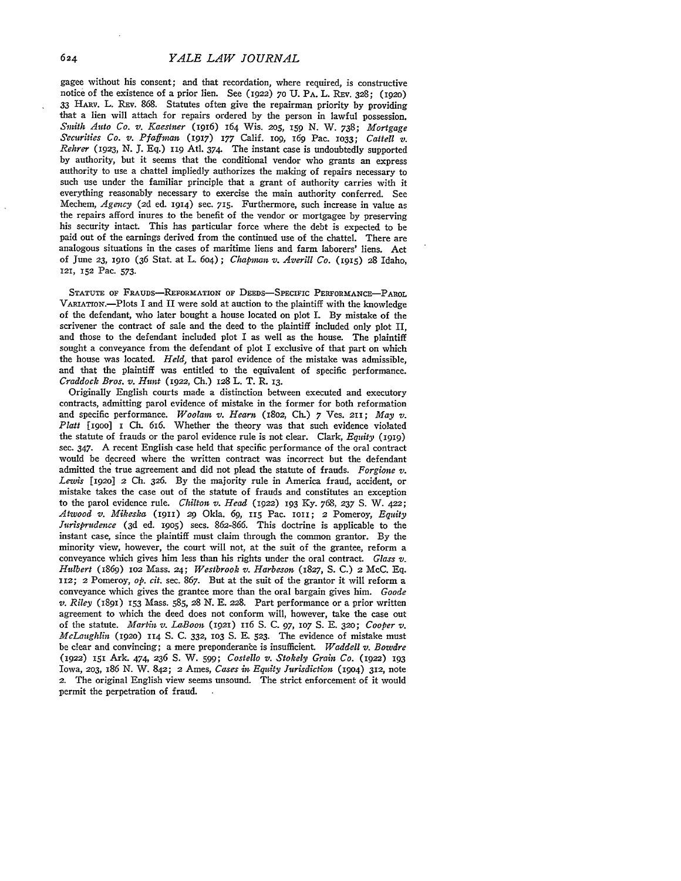gagee without his consent; and that recordation, where required, is constructive notice of the existence of a prior lien. See (1922) 70 U. Pa. L. Rev. 328; (1920) 33 Harv. L. Rev. 868. Statutes often give the repairman priority by providing that a lien will attach for repairs ordered by the person in lawful possession. *Smith Auto Co. v. Kaestner* (1916) 164 Wis. 205, 159 N. W. 738; *Mortgage Securities Co. v. Pfaffman* (1917) 177 Calif. 109, 169 Pac. 1033; *Cattell v. Rehrer* (1923, N. J. Eq.) 119 Atl. 374. The instant case is undoubtedly supported by authority, but it seems that the conditional vendor who grants an express authority to use a chattel impliedly authorizes the making of repairs necessary to such use under the familiar principle that a grant of authority carries with it everything reasonably necessary to exercise the main authority conferred. See Mechem, *Agency* (2d ed. 1914) sec. 715. Furthermore, such increase in value as the repairs afford inures to the benefit of the vendor or mortgagee by preserving his security intact. This has particular force where the debt is expected to be paid out of the earnings derived from the continued use of the chattel. There are analogous situations in the cases of maritime liens and farm laborers' liens. Act of June 23, 1910 (36 Stat. at L. 604); *Chapman v. Averill Co.* (1915) 28 Idaho, 121, 152 Pac. 573.

Statute of Frauds—Reformation of Deeds—Specific Performance—Parol Variation.—Plots I and II were sold at auction to the plaintiff with the knowledge of the defendant, who later bought a house located on plot I. By mistake of the scrivener the contract of sale and the deed to the plaintiff included only plot II, and those to the defendant included plot I as well as the house. The plaintiff sought a conveyance from the defendant of plot I exclusive of that part on which the house was located. *Held*, that parol evidence of the mistake was admissible, and that the plaintiff was entitled to the equivalent of specific performance. *Craddock Bros. v. Hunt* (1922, Ch.) 128 L. T. R. 13.

Originally English courts made a distinction between executed and executory contracts, admitting parol evidence of mistake in the former for both reformation and specific performance. *Woolam v. Hearn* (1802, Ch.) 7 Ves. 211; *May v. Platt* [1900] 1 Ch. 616. Whether the theory was that such evidence violated the statute of frauds or the parol evidence rule is not clear. Clark, *Equity* (1919) sec. 347. A recent English case held that specific performance of the oral contract would be decreed where the written contract was incorrect but the defendant admitted the true agreement and did not plead the statute of frauds. *Forgione v. Lewis* [1920] 2 Ch. 326. By the majority rule in America fraud, accident, or mistake takes the case out of the statute of frauds and constitutes an exception to the parol evidence rule. *Chilton v. Head* (1922) 193 Ky. 768, 237 S. W. 422; *Atwood v. Mikeska* (1911) 29 Okla. 69, 115 Pac. 1011; 2 Pomeroy, *Equity Jurisprudence* (3d ed. 1905) secs. 862-866. This doctrine is applicable to the instant case, since the plaintiff must claim through the common grantor. By the minority view, however, the court will not, at the suit of the grantee, reform a conveyance which gives him less than his rights under the oral contract. *Glass v. Hulbert* (1869) 102 Mass. 24; *Westbrook v. Harbeson* (1827, S. C.) 2 McC. Eq. 112; 2 Pomeroy, *op. cit.* sec. 867. But at the suit of the grantor it will reform a conveyance which gives the grantee more than the oral bargain gives him. *Goode v. Riley* (1891) 153 Mass. 585, 28 N. E. 228. Part performance or a prior written agreement to which the deed does not conform will, however, take the case out of the statute. *Martin v. LaBoon* (1921) 116 S. C. 97, 107 S. E. 320; *Cooper v. McLaughlin* (1920) 114 S. C. 332, 103 S. E. 523. The evidence of mistake must be clear and convincing; a mere preponderance is insufficient. *Waddell v. Bowdre* (1922) 151 Ark. 474, 236 S. W. 599; *Costello v. Stokely Grain Co.* (1922) 193 Iowa, 203, 186 N. W. 842; 2 Ames, *Cases in Equity Jurisdiction* (1904) 312, note 2. The original English view seems unsound. The strict enforcement of it would permit the perpetration of fraud.